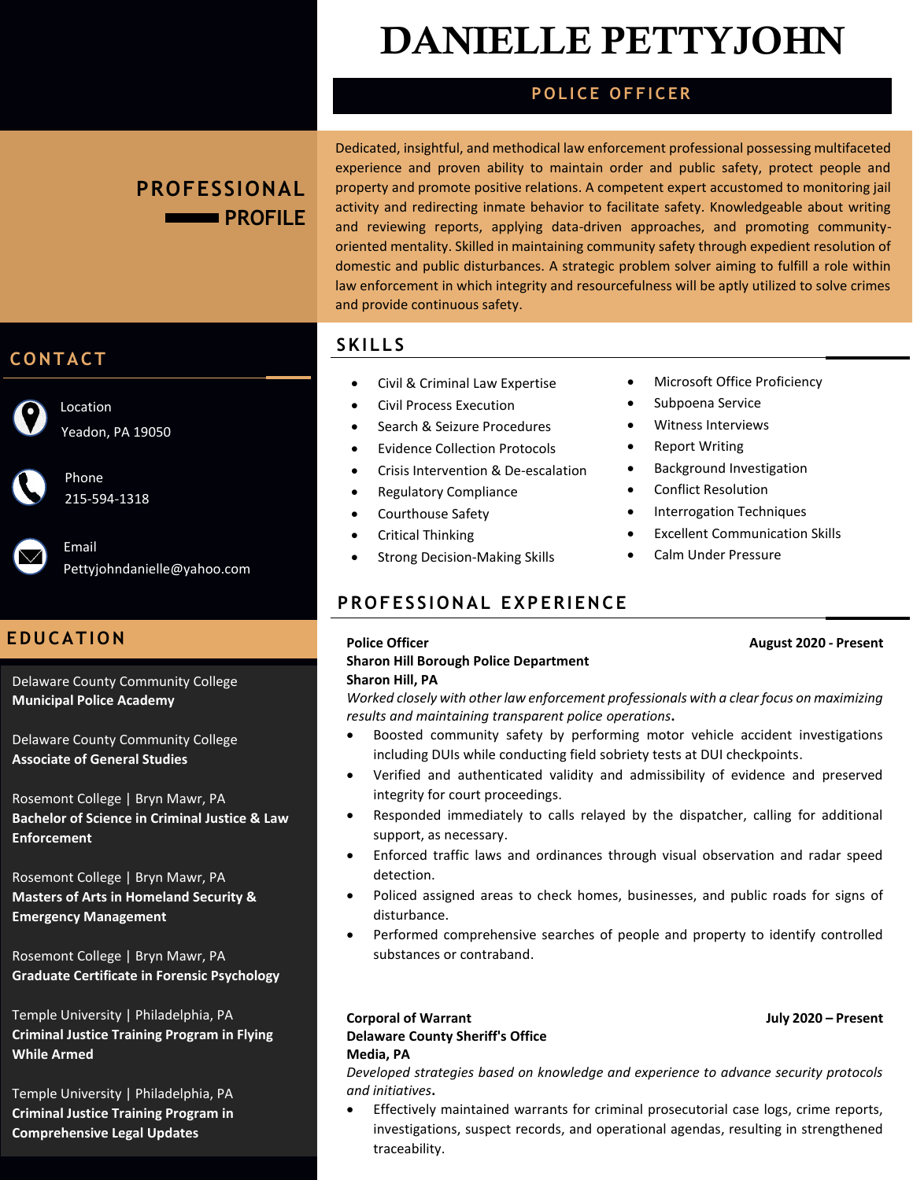# DANIELLE PETTYJOHN

## POLICE OFFICER

## PROFESSIONAL PROFILE

Dedicated, insightful, and methodical law enforcement professional possessing multifaceted experience and proven ability to maintain order and public safety, protect people and property and promote positive relations. A competent expert accustomed to monitoring jail activity and redirecting inmate behavior to facilitate safety. Knowledgeable about writing and reviewing reports, applying data-driven approaches, and promoting community-oriented mentality. Skilled in maintaining community safety through expedient resolution of domestic and public disturbances. A strategic problem solver aiming to fulfill a role within law enforcement in which integrity and resourcefulness will be aptly utilized to solve crimes and provide continuous safety.

## CONTACT

Location
Yeadon, PA 19050

Phone
215-594-1318

Email
Pettyjohndanielle@yahoo.com

## EDUCATION

Delaware County Community College
**Municipal Police Academy**

Delaware County Community College
**Associate of General Studies**

Rosemont College | Bryn Mawr, PA
**Bachelor of Science in Criminal Justice & Law Enforcement**

Rosemont College | Bryn Mawr, PA
**Masters of Arts in Homeland Security & Emergency Management**

Rosemont College | Bryn Mawr, PA
**Graduate Certificate in Forensic Psychology**

Temple University | Philadelphia, PA
**Criminal Justice Training Program in Flying While Armed**

Temple University | Philadelphia, PA
**Criminal Justice Training Program in Comprehensive Legal Updates**

## SKILLS

- Civil & Criminal Law Expertise
- Civil Process Execution
- Search & Seizure Procedures
- Evidence Collection Protocols
- Crisis Intervention & De-escalation
- Regulatory Compliance
- Courthouse Safety
- Critical Thinking
- Strong Decision-Making Skills
- Microsoft Office Proficiency
- Subpoena Service
- Witness Interviews
- Report Writing
- Background Investigation
- Conflict Resolution
- Interrogation Techniques
- Excellent Communication Skills
- Calm Under Pressure

## PROFESSIONAL EXPERIENCE

**Police Officer** — **August 2020 - Present**
**Sharon Hill Borough Police Department**
**Sharon Hill, PA**

*Worked closely with other law enforcement professionals with a clear focus on maximizing results and maintaining transparent police operations.*

- Boosted community safety by performing motor vehicle accident investigations including DUIs while conducting field sobriety tests at DUI checkpoints.
- Verified and authenticated validity and admissibility of evidence and preserved integrity for court proceedings.
- Responded immediately to calls relayed by the dispatcher, calling for additional support, as necessary.
- Enforced traffic laws and ordinances through visual observation and radar speed detection.
- Policed assigned areas to check homes, businesses, and public roads for signs of disturbance.
- Performed comprehensive searches of people and property to identify controlled substances or contraband.

**Corporal of Warrant** — **July 2020 – Present**
**Delaware County Sheriff's Office**
**Media, PA**

*Developed strategies based on knowledge and experience to advance security protocols and initiatives.*

- Effectively maintained warrants for criminal prosecutorial case logs, crime reports, investigations, suspect records, and operational agendas, resulting in strengthened traceability.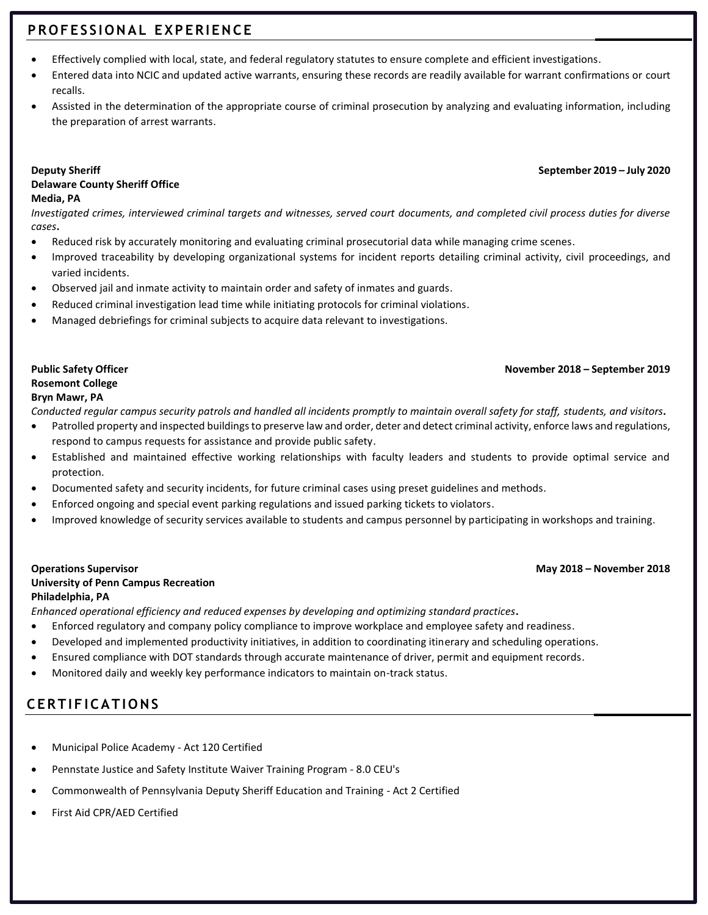## PROFESSIONAL EXPERIENCE

- Effectively complied with local, state, and federal regulatory statutes to ensure complete and efficient investigations.
- Entered data into NCIC and updated active warrants, ensuring these records are readily available for warrant confirmations or court recalls.
- Assisted in the determination of the appropriate course of criminal prosecution by analyzing and evaluating information, including the preparation of arrest warrants.

**Deputy Sheriff** — **September 2019 – July 2020**
**Delaware County Sheriff Office**
**Media, PA**

*Investigated crimes, interviewed criminal targets and witnesses, served court documents, and completed civil process duties for diverse cases*.

- Reduced risk by accurately monitoring and evaluating criminal prosecutorial data while managing crime scenes.
- Improved traceability by developing organizational systems for incident reports detailing criminal activity, civil proceedings, and varied incidents.
- Observed jail and inmate activity to maintain order and safety of inmates and guards.
- Reduced criminal investigation lead time while initiating protocols for criminal violations.
- Managed debriefings for criminal subjects to acquire data relevant to investigations.

**Public Safety Officer** — **November 2018 – September 2019**
**Rosemont College**
**Bryn Mawr, PA**

*Conducted regular campus security patrols and handled all incidents promptly to maintain overall safety for staff, students, and visitors*.

- Patrolled property and inspected buildings to preserve law and order, deter and detect criminal activity, enforce laws and regulations, respond to campus requests for assistance and provide public safety.
- Established and maintained effective working relationships with faculty leaders and students to provide optimal service and protection.
- Documented safety and security incidents, for future criminal cases using preset guidelines and methods.
- Enforced ongoing and special event parking regulations and issued parking tickets to violators.
- Improved knowledge of security services available to students and campus personnel by participating in workshops and training.

**Operations Supervisor** — **May 2018 – November 2018**
**University of Penn Campus Recreation**
**Philadelphia, PA**

*Enhanced operational efficiency and reduced expenses by developing and optimizing standard practices*.

- Enforced regulatory and company policy compliance to improve workplace and employee safety and readiness.
- Developed and implemented productivity initiatives, in addition to coordinating itinerary and scheduling operations.
- Ensured compliance with DOT standards through accurate maintenance of driver, permit and equipment records.
- Monitored daily and weekly key performance indicators to maintain on-track status.

## CERTIFICATIONS

- Municipal Police Academy - Act 120 Certified
- Pennstate Justice and Safety Institute Waiver Training Program - 8.0 CEU's
- Commonwealth of Pennsylvania Deputy Sheriff Education and Training - Act 2 Certified
- First Aid CPR/AED Certified